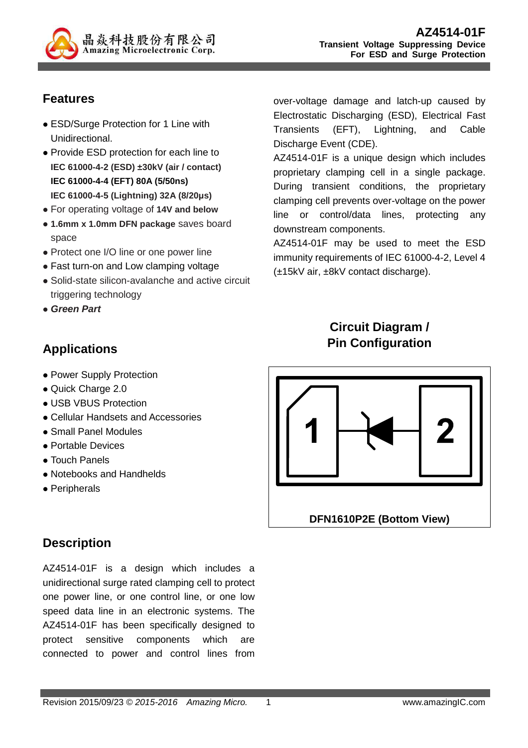# AZ4514-01F

**Transient Voltage Suppressing Device**
**For ESD and Surge Protection**

## Features

- ESD/Surge Protection for 1 Line with Unidirectional.
- Provide ESD protection for each line to
  **IEC 61000-4-2 (ESD) ±30kV (air / contact)**
  **IEC 61000-4-4 (EFT) 80A (5/50ns)**
  **IEC 61000-4-5 (Lightning) 32A (8/20μs)**
- For operating voltage of **14V and below**
- **1.6mm x 1.0mm DFN package** saves board space
- Protect one I/O line or one power line
- Fast turn-on and Low clamping voltage
- Solid-state silicon-avalanche and active circuit triggering technology
- ***Green Part***

## Applications

- Power Supply Protection
- Quick Charge 2.0
- USB VBUS Protection
- Cellular Handsets and Accessories
- Small Panel Modules
- Portable Devices
- Touch Panels
- Notebooks and Handhelds
- Peripherals

## Description

AZ4514-01F is a design which includes a unidirectional surge rated clamping cell to protect one power line, or one control line, or one low speed data line in an electronic systems. The AZ4514-01F has been specifically designed to protect sensitive components which are connected to power and control lines from over-voltage damage and latch-up caused by Electrostatic Discharging (ESD), Electrical Fast Transients (EFT), Lightning, and Cable Discharge Event (CDE).

AZ4514-01F is a unique design which includes proprietary clamping cell in a single package. During transient conditions, the proprietary clamping cell prevents over-voltage on the power line or control/data lines, protecting any downstream components.

AZ4514-01F may be used to meet the ESD immunity requirements of IEC 61000-4-2, Level 4 (±15kV air, ±8kV contact discharge).

## Circuit Diagram / Pin Configuration

1 2

DFN1610P2E (Bottom View)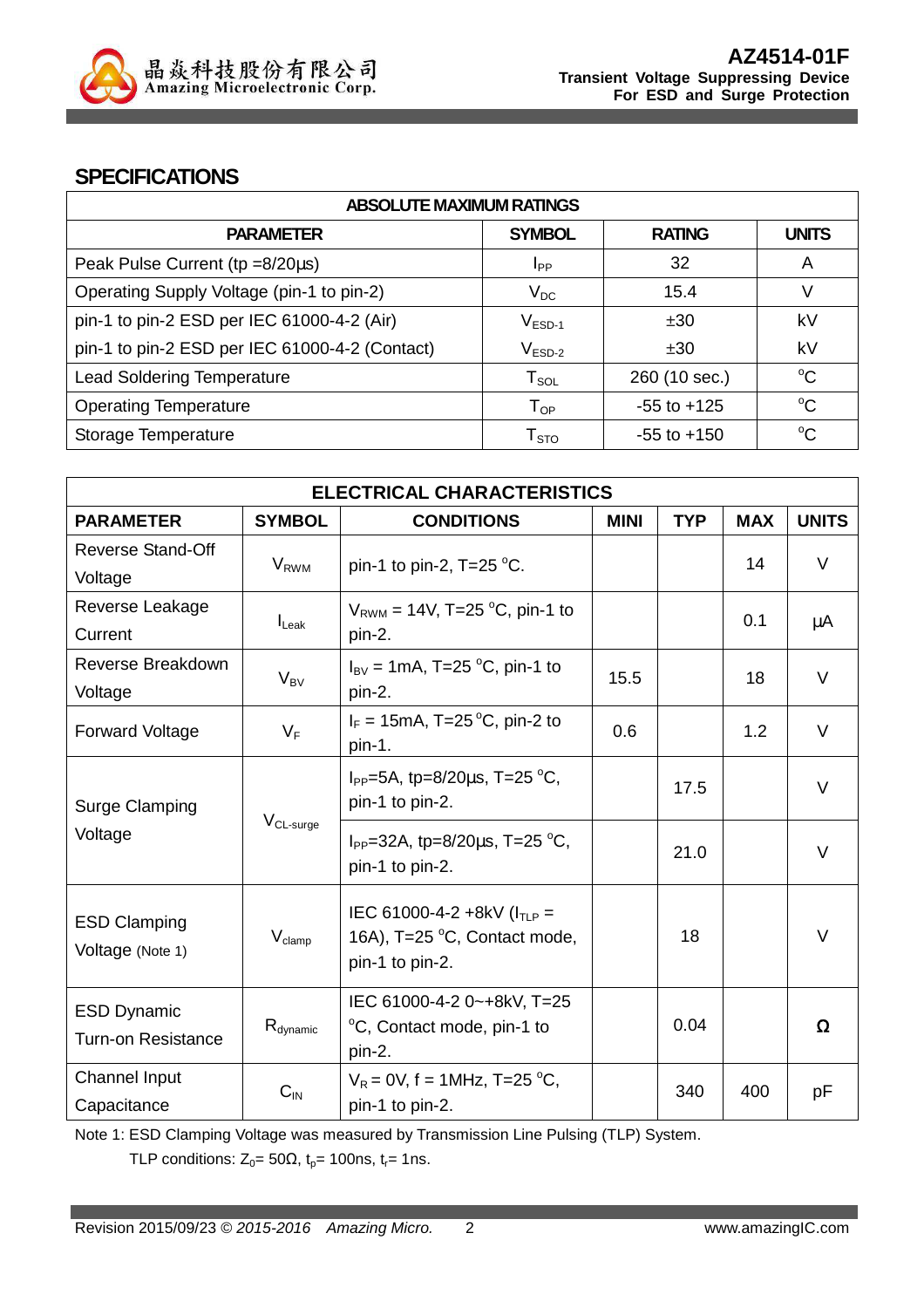## SPECIFICATIONS

| ABSOLUTE MAXIMUM RATINGS | | | |
|---|---|---|---|
| **PARAMETER** | **SYMBOL** | **RATING** | **UNITS** |
| Peak Pulse Current (tp =8/20µs) | $I_{PP}$ | 32 | A |
| Operating Supply Voltage (pin-1 to pin-2) | $V_{DC}$ | 15.4 | V |
| pin-1 to pin-2 ESD per IEC 61000-4-2 (Air) | $V_{ESD-1}$ | ±30 | kV |
| pin-1 to pin-2 ESD per IEC 61000-4-2 (Contact) | $V_{ESD-2}$ | ±30 | kV |
| Lead Soldering Temperature | $T_{SOL}$ | 260 (10 sec.) | °C |
| Operating Temperature | $T_{OP}$ | -55 to +125 | °C |
| Storage Temperature | $T_{STO}$ | -55 to +150 | °C |

| ELECTRICAL CHARACTERISTICS | | | | | | |
|---|---|---|---|---|---|---|
| **PARAMETER** | **SYMBOL** | **CONDITIONS** | **MINI** | **TYP** | **MAX** | **UNITS** |
| Reverse Stand-Off Voltage | $V_{RWM}$ | pin-1 to pin-2, T=25 °C. | | | 14 | V |
| Reverse Leakage Current | $I_{Leak}$ | $V_{RWM}$ = 14V, T=25 °C, pin-1 to pin-2. | | | 0.1 | µA |
| Reverse Breakdown Voltage | $V_{BV}$ | $I_{BV}$ = 1mA, T=25 °C, pin-1 to pin-2. | 15.5 | | 18 | V |
| Forward Voltage | $V_F$ | $I_F$ = 15mA, T=25 °C, pin-2 to pin-1. | 0.6 | | 1.2 | V |
| Surge Clamping Voltage | $V_{CL-surge}$ | $I_{PP}$=5A, tp=8/20µs, T=25 °C, pin-1 to pin-2. | | 17.5 | | V |
| | | $I_{PP}$=32A, tp=8/20µs, T=25 °C, pin-1 to pin-2. | | 21.0 | | V |
| ESD Clamping Voltage (Note 1) | $V_{clamp}$ | IEC 61000-4-2 +8kV ($I_{TLP}$ = 16A), T=25 °C, Contact mode, pin-1 to pin-2. | | 18 | | V |
| ESD Dynamic Turn-on Resistance | $R_{dynamic}$ | IEC 61000-4-2 0~+8kV, T=25 °C, Contact mode, pin-1 to pin-2. | | 0.04 | | Ω |
| Channel Input Capacitance | $C_{IN}$ | $V_R$ = 0V, f = 1MHz, T=25 °C, pin-1 to pin-2. | | 340 | 400 | pF |

Note 1: ESD Clamping Voltage was measured by Transmission Line Pulsing (TLP) System.
TLP conditions: $Z_0$= 50Ω, $t_p$= 100ns, $t_r$= 1ns.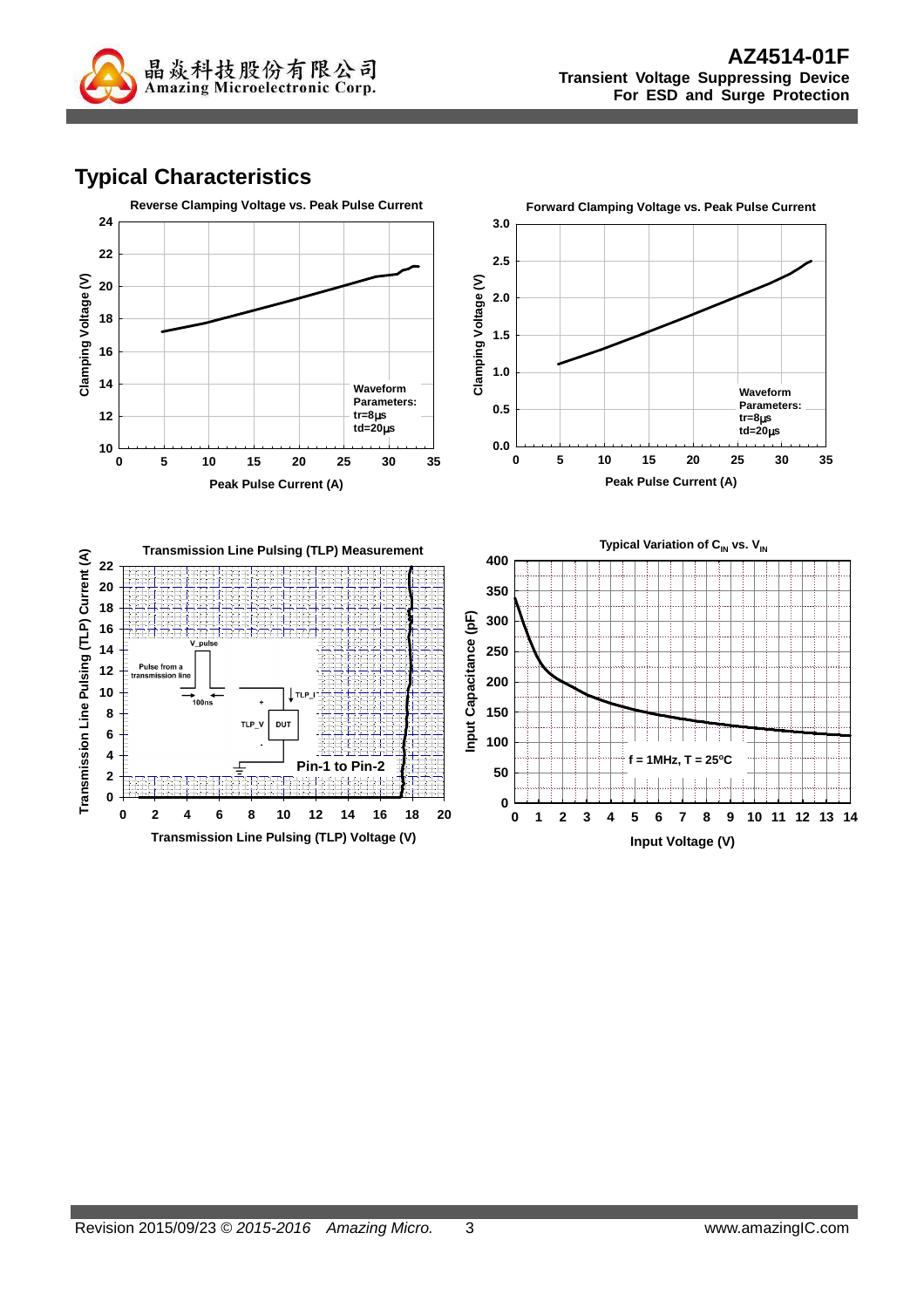## Typical Characteristics

**Reverse Clamping Voltage vs. Peak Pulse Current**

Clamping Voltage (V) vs. Peak Pulse Current (A)

Waveform Parameters:
tr=8μs
td=20μs

**Forward Clamping Voltage vs. Peak Pulse Current**

Clamping Voltage (V) vs. Peak Pulse Current (A)

Waveform Parameters:
tr=8μs
td=20μs

**Transmission Line Pulsing (TLP) Measurement**

Transmission Line Pulsing (TLP) Current (A) vs. Transmission Line Pulsing (TLP) Voltage (V)

V_pulse
Pulse from a transmission line
100ns
TLP_I
TLP_V
DUT
Pin-1 to Pin-2

**Typical Variation of $C_{IN}$ vs. $V_{IN}$**

Input Capacitance (pF) vs. Input Voltage (V)

f = 1MHz, T = 25°C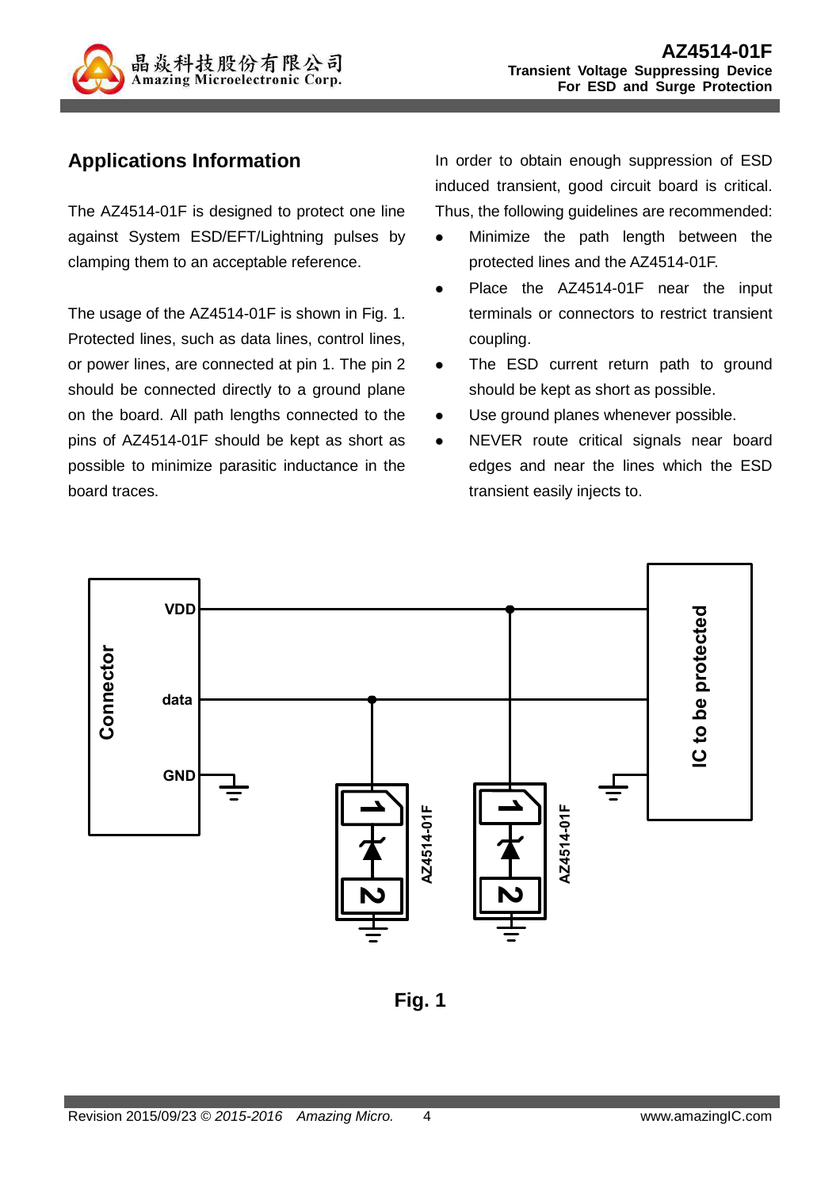## Applications Information

The AZ4514-01F is designed to protect one line against System ESD/EFT/Lightning pulses by clamping them to an acceptable reference.

The usage of the AZ4514-01F is shown in Fig. 1. Protected lines, such as data lines, control lines, or power lines, are connected at pin 1. The pin 2 should be connected directly to a ground plane on the board. All path lengths connected to the pins of AZ4514-01F should be kept as short as possible to minimize parasitic inductance in the board traces.

In order to obtain enough suppression of ESD induced transient, good circuit board is critical. Thus, the following guidelines are recommended:

- Minimize the path length between the protected lines and the AZ4514-01F.
- Place the AZ4514-01F near the input terminals or connectors to restrict transient coupling.
- The ESD current return path to ground should be kept as short as possible.
- Use ground planes whenever possible.
- NEVER route critical signals near board edges and near the lines which the ESD transient easily injects to.

Fig. 1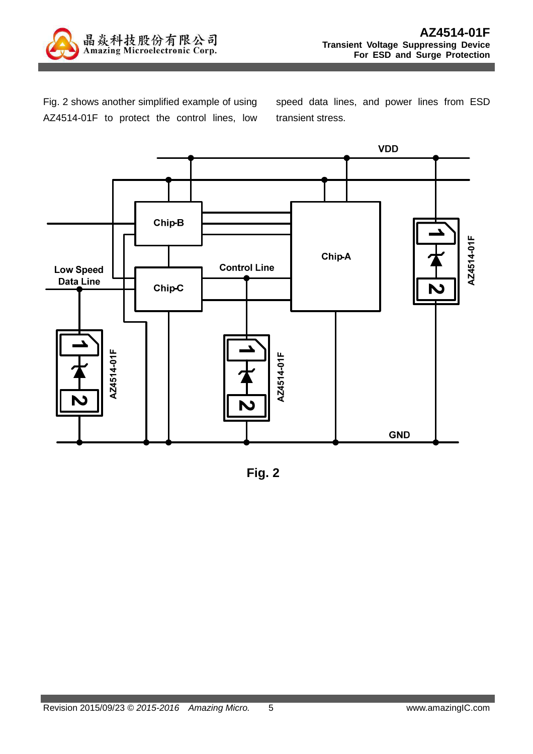Fig. 2 shows another simplified example of using AZ4514-01F to protect the control lines, low speed data lines, and power lines from ESD transient stress.

Fig. 2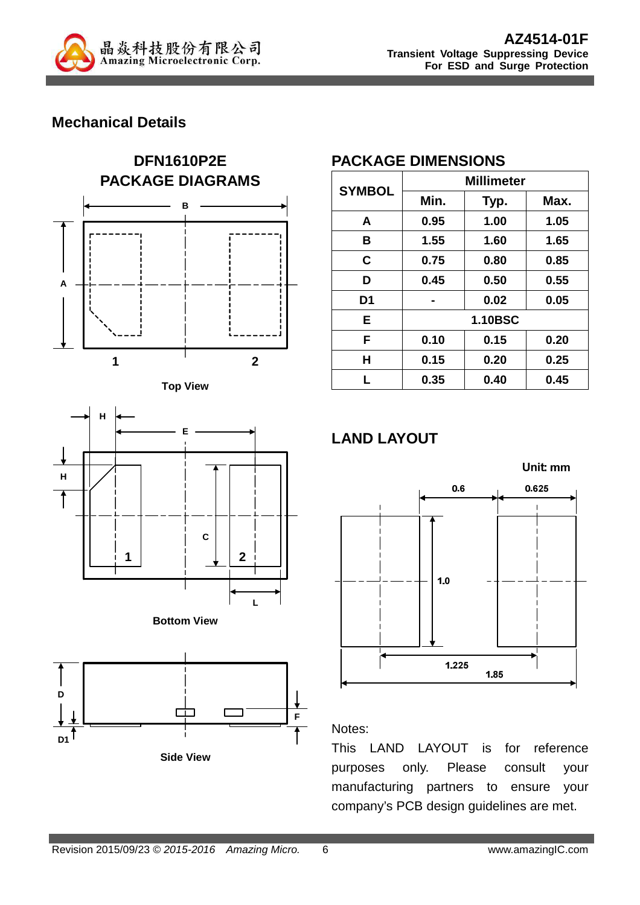## Mechanical Details

### DFN1610P2E PACKAGE DIAGRAMS

Top View

Bottom View

Side View

### PACKAGE DIMENSIONS

| SYMBOL | Millimeter | | |
|---|---|---|---|
| | Min. | Typ. | Max. |
| A | 0.95 | 1.00 | 1.05 |
| B | 1.55 | 1.60 | 1.65 |
| C | 0.75 | 0.80 | 0.85 |
| D | 0.45 | 0.50 | 0.55 |
| D1 | - | 0.02 | 0.05 |
| E | 1.10BSC | | |
| F | 0.10 | 0.15 | 0.20 |
| H | 0.15 | 0.20 | 0.25 |
| L | 0.35 | 0.40 | 0.45 |

### LAND LAYOUT

Unit: mm

Notes:

This LAND LAYOUT is for reference purposes only. Please consult your manufacturing partners to ensure your company's PCB design guidelines are met.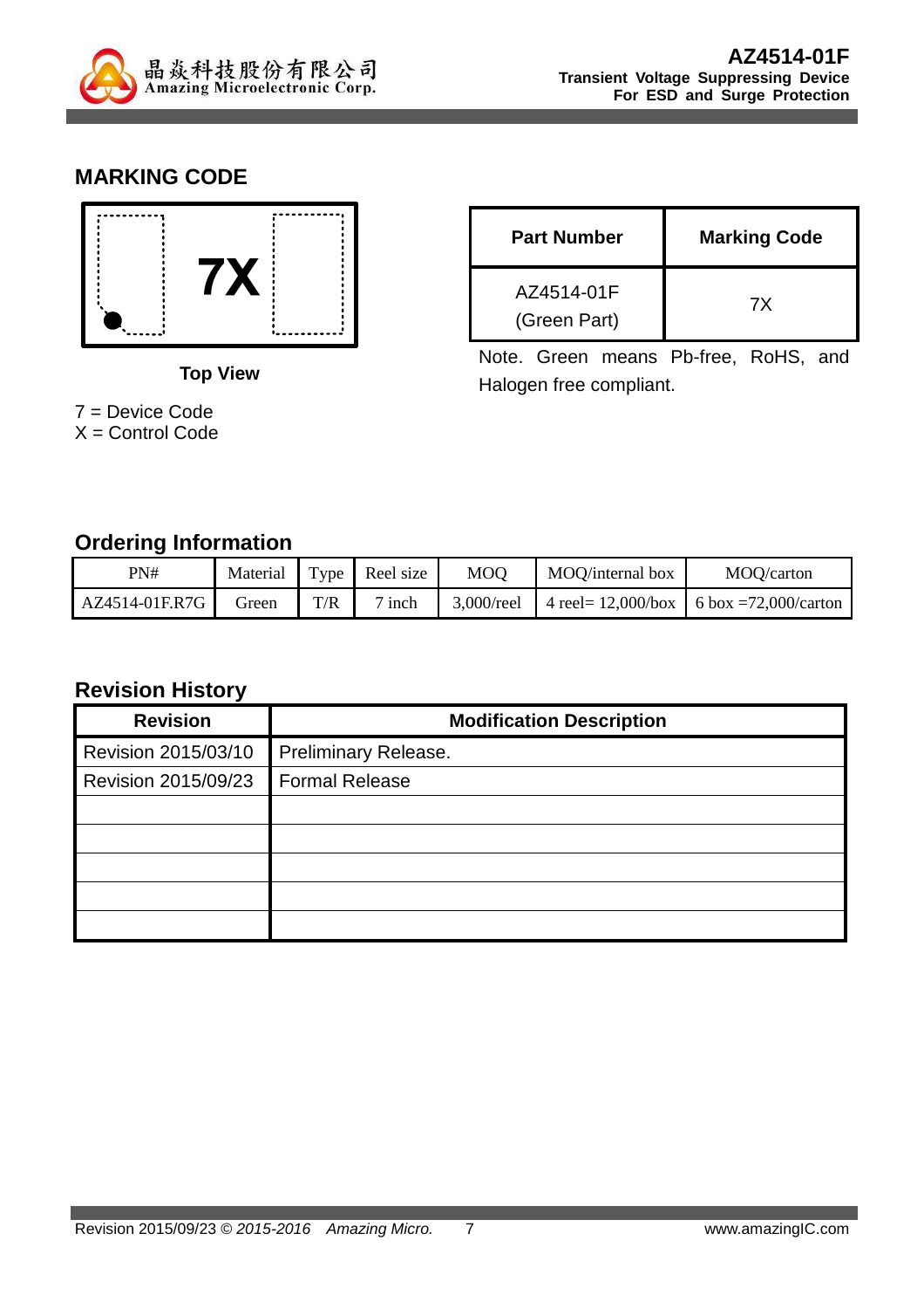## MARKING CODE

7X

**Top View**

7 = Device Code
X = Control Code

| Part Number | Marking Code |
|---|---|
| AZ4514-01F (Green Part) | 7X |

Note. Green means Pb-free, RoHS, and Halogen free compliant.

## Ordering Information

| PN# | Material | Type | Reel size | MOQ | MOQ/internal box | MOQ/carton |
|---|---|---|---|---|---|---|
| AZ4514-01F.R7G | Green | T/R | 7 inch | 3,000/reel | 4 reel= 12,000/box | 6 box =72,000/carton |

## Revision History

| Revision | Modification Description |
|---|---|
| Revision 2015/03/10 | Preliminary Release. |
| Revision 2015/09/23 | Formal Release |
| | |
| | |
| | |
| | |
| | |